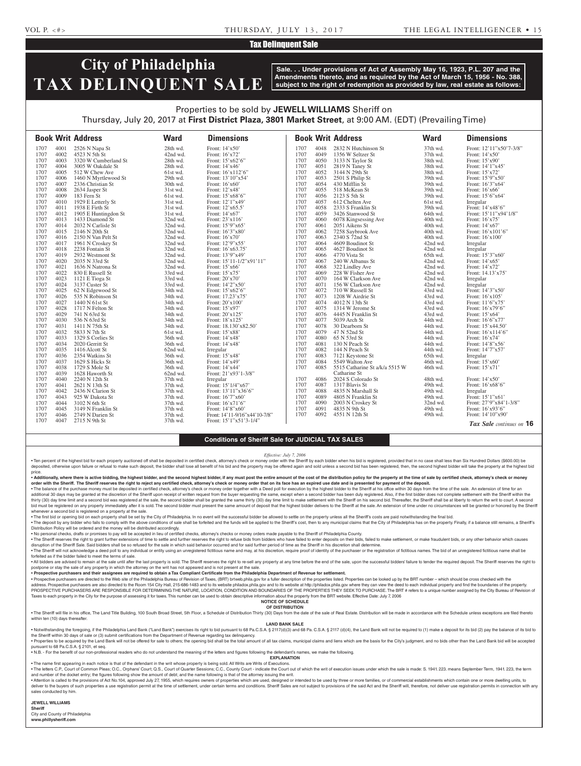## Tax Delinquent Sale

# City of Philadelphia TAX DELINQUENT SALE

**Sale. . . Under provisions of Act of Assembly May 16, 1923, P.L. 207 and the Amendments thereto, and as required by the Act of March 15, 1956 - No. 388, subject to the right of redemption as provided by law, real estate as follows:**

Properties to be sold by **JEWELL WILLIAMS** Sheriff on Thursday, July 20, 2017 at **First District Plaza, 3801 Market Street**, at 9:00 AM. (EDT) (Prevailing Time)

| Book | Writ | Address | Ward | Dimensions |
|---|---|---|---|---|
| 1707 | 4001 | 2526 N Napa St | 28th wd. | Front: 14'x50' |
| 1707 | 4002 | 4523 N 5th St | 42nd wd. | Front: 16'x72' |
| 1707 | 4003 | 3320 W Cumberland St | 28th wd. | Front: 15'x62'6" |
| 1707 | 4004 | 3005 W Oakdale St | 28th wd. | Front: 14'x46' |
| 1707 | 4005 | 512 W Chew Ave | 61st wd. | Front: 16'x112'6" |
| 1707 | 4006 | 1460 N Myrtlewood St | 29th wd. | Front: 13'10"x54' |
| 1707 | 4007 | 2336 Christian St | 30th wd. | Front: 16'x60' |
| 1707 | 4008 | 2634 Jasper St | 31st wd. | Front: 12'x48' |
| 1707 | 4009 | 183 Fern St | 61st wd. | Front: 15'x68'6" |
| 1707 | 4010 | 1929 E Letterly St | 31st wd. | Front: 12'1"x49' |
| 1707 | 4011 | 1938 E Firth St | 31st wd. | Front: 12'x65.5' |
| 1707 | 4012 | 1905 E Huntingdon St | 31st wd. | Front: 14'x67' |
| 1707 | 4013 | 1433 Diamond St | 32nd wd. | Front: 23'x116' |
| 1707 | 4014 | 2032 N Carlisle St | 32nd wd. | Front: 15'9"x65' |
| 1707 | 4015 | 2146 N 20th St | 32nd wd. | Front: 16'3"x80' |
| 1707 | 4016 | 2150 N Van Pelt St | 32nd wd. | Front: 16'x70' |
| 1707 | 4017 | 1961 N Croskey St | 32nd wd. | Front: 12'9"x55' |
| 1707 | 4018 | 2238 Fontain St | 32nd wd. | Front: 16'x63.75' |
| 1707 | 4019 | 2932 Westmont St | 32nd wd. | Front: 13'9"x49' |
| 1707 | 4020 | 2035 N 33rd St | 32nd wd. | Front: 15'11-1/2"x91'11" |
| 1707 | 4021 | 1636 N Natrona St | 32nd wd. | Front: 15'x66' |
| 1707 | 4022 | 830 E Russell St | 33rd wd. | Front: 15'x75' |
| 1707 | 4023 | 1121 E Tioga St | 33rd wd. | Front: 20'x70' |
| 1707 | 4024 | 3137 Custer St | 33rd wd. | Front: 14'2"x50' |
| 1707 | 4025 | 62 N Edgewood St | 34th wd. | Front: 15'x62'6" |
| 1707 | 4026 | 535 N Robinson St | 34th wd. | Front: 17.23'x75' |
| 1707 | 4027 | 1440 N 61st St | 34th wd. | Front: 20'x100' |
| 1707 | 4028 | 1717 N Felton St | 34th wd. | Front: 15'x97' |
| 1707 | 4029 | 741 N 63rd St | 34th wd. | Front: 20'x125' |
| 1707 | 4030 | 536 N 63rd St | 34th wd. | Front: 18'x125' |
| 1707 | 4031 | 1411 N 75th St | 34th wd. | Front: 18.130'x82.50' |
| 1707 | 4032 | 5833 N 7th St | 61st wd. | Front: 15'x88' |
| 1707 | 4033 | 1329 S Corlies St | 36th wd. | Front: 14'x48' |
| 1707 | 4034 | 2020 Gerritt St | 36th wd. | Front: 14'x48' |
| 1707 | 4035 | 1416 Alcott St | 62nd wd. | Irregular |
| 1707 | 4036 | 2354 Watkins St | 36th wd. | Front: 15'x48' |
| 1707 | 4037 | 1629 S Hicks St | 36th wd. | Front: 14'x49' |
| 1707 | 4038 | 1729 S Mole St | 36th wd. | Front: 14'x44' |
| 1707 | 4039 | 1628 Haworth St | 62nd wd. | Front: 21'x93'1-3/8" |
| 1707 | 4040 | 2240 N 12th St | 37th wd. | Irregular |
| 1707 | 4041 | 2621 N 13th St | 37th wd. | Front: 15'1/4"x67' |
| 1707 | 4042 | 2436 N Clarion St | 37th wd. | Front: 13'11"x36'6" |
| 1707 | 4043 | 925 W Dakota St | 37th wd. | Front: 16'7"x60' |
| 1707 | 4044 | 3102 N 6th St | 37th wd. | Front: 16'x71'6" |
| 1707 | 4045 | 3149 N Franklin St | 37th wd. | Front: 14'8"x60' |
| 1707 | 4046 | 2749 N Darien St | 37th wd. | Front: 14'11-9/16"x44'10-7/8" |
| 1707 | 4047 | 2715 N 9th St | 37th wd. | Front: 15'1"x51'3-1/4" |
| 1707 | 4048 | 2832 N Hutchinson St | 37th wd. | Front: 12'11"x50'7-3/8" |
| 1707 | 4049 | 1356 W Seltzer St | 37th wd. | Front: 14'x50' |
| 1707 | 4050 | 3133 N Taylor St | 38th wd. | Front: 15'x90' |
| 1707 | 4051 | 2819 N Taney St | 38th wd. | Front: 14'1"x45' |
| 1707 | 4052 | 3144 N 29th St | 38th wd. | Front: 15'x72' |
| 1707 | 4053 | 2501 S Philip St | 39th wd. | Front: 15'9"x50' |
| 1707 | 4054 | 430 Mifflin St | 39th wd. | Front: 16'3"x64' |
| 1707 | 4055 | 518 McKean St | 39th wd. | Front: 16'x66' |
| 1707 | 4056 | 2123 S 5th St | 39th wd. | Front: 15'6"x64' |
| 1707 | 4057 | 612 Chelten Ave | 61st wd. | Irregular |
| 1707 | 4058 | 2333 S Franklin St | 39th wd. | Front: 14'x48'6" |
| 1707 | 4059 | 3426 Stanwood St | 64th wd. | Front: 15'11"x94'1/8" |
| 1707 | 4060 | 6078 Kingsessing Ave | 40th wd. | Front: 16'x75' |
| 1707 | 4061 | 2051 Aikens St | 40th wd. | Front: 14'x67' |
| 1707 | 4062 | 7258 Saybrook Ave | 40th wd. | Front: 16'x101'6" |
| 1707 | 4063 | 2340 S 72nd St | 40th wd. | Front: 16'x100' |
| 1707 | 4064 | 4609 Boudinot St | 42nd wd. | Irregular |
| 1707 | 4065 | 4627 Boudinot St | 42nd wd. | Irregular |
| 1707 | 4066 | 4770 Vista St | 65th wd. | Front: 15'3"x60' |
| 1707 | 4067 | 240 W Albanus St | 42nd wd. | Front: 14'x65' |
| 1707 | 4068 | 322 Lindley Ave | 42nd wd. | Front: 14'x72' |
| 1707 | 4069 | 228 W Fisher Ave | 42nd wd. | Front: 14.13'x75' |
| 1707 | 4070 | 164 W Clarkson Ave | 42nd wd. | Irregular |
| 1707 | 4071 | 156 W Clarkson Ave | 42nd wd. | Irregular |
| 1707 | 4072 | 710 W Russell St | 43rd wd. | Front: 14'3"x50' |
| 1707 | 4073 | 1208 W Airdrie St | 43rd wd. | Front: 16'x105' |
| 1707 | 4074 | 4012 N 13th St | 43rd wd. | Front: 11'6"x75' |
| 1707 | 4075 | 1314 W Jerome St | 43rd wd. | Front: 16'x79'6" |
| 1707 | 4076 | 4445 N Franklin St | 43rd wd. | Front: 15'x64' |
| 1707 | 4077 | 5039 Arch St | 44th wd. | Front: 16'6"x77' |
| 1707 | 4078 | 30 Dearborn St | 44th wd. | Front: 15'x44.50' |
| 1707 | 4079 | 47 N 52nd St | 44th wd. | Front: 16'x114'6" |
| 1707 | 4080 | 65 N 53rd St | 44th wd. | Front: 16'x74' |
| 1707 | 4081 | 130 N Peach St | 44th wd. | Front: 14'8"x56' |
| 1707 | 4082 | 144 N Peach St | 44th wd. | Front: 14'7"x57' |
| 1707 | 4083 | 7121 Keystone St | 65th wd. | Irregular |
| 1707 | 4084 | 5549 Walton Ave | 46th wd. | Front: 15'x60' |
| 1707 | 4085 | 5515 Catharine St a/k/a 5515 W Catharine St | 46th wd. | Front: 15'x71' |
| 1707 | 4086 | 2024 S Colorado St | 48th wd. | Front: 14'x50' |
| 1707 | 4087 | 1317 Blavis St | 49th wd. | Front: 16'x68'6" |
| 1707 | 4088 | 4835 N Marshall St | 49th wd. | Irregular |
| 1707 | 4089 | 4805 N Franklin St | 49th wd. | Front: 15'1"x61' |
| 1707 | 4090 | 2003 N Croskey St | 32nd wd. | Front: 27'9"x84'1-3/8" |
| 1707 | 4091 | 4835 N 9th St | 49th wd. | Front: 16'x93'6" |
| 1707 | 4092 | 4551 N 12th St | 49th wd. | Front: 14'10"x90' |

*Tax Sale continues on* **16**

## Conditions of Sheriff Sale for JUDICIAL TAX SALES

*Effective: July 7, 2006*

• Ten percent of the highest bid for each property auctioned off shall be deposited in certified check, attorney's check or money order with the Sheriff by each bidder when his bid is registered, provided that in no case shall less than Six Hundred Dollars ($600.00) be deposited, otherwise upon failure or refusal to make such deposit, the bidder shall lose all benefit of his bid and the property may be offered again and sold unless a second bid has been registered, then, the second highest bidder will take the property at the highest bid price.

**• Additionally, where there is active bidding, the highest bidder, and the second highest bidder, if any must post the entire amount of the cost of the distribution policy for the property at the time of sale by certified check, attorney's check or money order with the Sheriff. The Sheriff reserves the right to reject any certified check, attorney's check or money order that on its face has an expired use date and is presented for payment of the deposit.**

• The balance of the purchase money must be deposited in certified check, attorney's check or money order together with a Deed poll for execution by the highest bidder to the Sheriff at his office within 30 days from the time of the sale. An extension of time for an additional 30 days may be granted at the discretion of the Sheriff upon receipt of written request from the buyer requesting the same, except when a second bidder has been duly registered. Also, if the first bidder does not complete settlement with the Sheriff within the thirty (30) day time limit and a second bid was registered at the sale, the second bidder shall be granted the same thirty (30) day time limit to make settlement with the Sheriff on his second bid. Thereafter, the Sheriff shall be at liberty to return the writ to court. A second bid must be registered on any property immediately after it is sold. The second bidder must present the same amount of deposit that the highest bidder delivers to the Sheriff at the sale. An extension of time under no circumstances will be granted or honored by the Sheriff whenever a second bid is registered on a property at the sale.

• The first bid or opening bid on each property shall be set by the City of Philadelphia. In no event will the successful bidder be allowed to settle on the property unless all the Sheriff's costs are paid notwithstanding the final bid.

• The deposit by any bidder who fails to comply with the above conditions of sale shall be forfeited and the funds will be applied to the Sheriff's cost, then to any municipal claims that the City of Philadelphia has on the property. Finally, if a balance still remains, a Sheriff's Distribution Policy will be ordered and the money will be distributed accordingly.

• No personal checks, drafts or promises to pay will be accepted in lieu of certified checks, attorney's checks or money orders made payable to the Sheriff of Philadelphia County.

• The Sheriff reserves the right to grant further extensions of time to settle and further reserves the right to refuse bids from bidders who have failed to enter deposits on their bids, failed to make settlement, or make fraudulent bids, or any other behavior which causes disruption of the Sheriff Sale. Said bidders shall be so refused for the sale in which said behavior occurred and for said further period of time as the Sheriff in his discretion shall determine.

• The Sheriff will not acknowledge a deed poll to any individual or entity using an unregistered fictitious name and may, at his discretion, require proof of identity of the purchaser or the registration of fictitious names. The bid of an unregistered fictitious name shall be forfeited as if the bidder failed to meet the terms of sale.

• All bidders are advised to remain at the sale until after the last property is sold. The Sheriff reserves the right to re-sell any property at any time before the end of the sale, upon the successful bidders' failure to tender the required deposit. The Sheriff reserves the right to postpone or stay the sale of any property in which the attorney on the writ has not appeared and is not present at the sale.

**• Prospective purchasers and their assignees are required to obtain a Tax Compliant Certificate from the Philadelphia Department of Revenue for settlement.**

• Prospective purchasers are directed to the Web site of the Philadelphia Bureau of Revision of Taxes, (BRT) brtweb.phila.gov for a fuller description of the properties listed. Properties can be looked up by the BRT number – which should be cross checked with the address. Prospective purchasers are also directed to the Room 154 City Hall, 215-686-1483 and to its website philadox.phila.gov and to its website at http://philadox.phila.gov where they can view the deed to each individual property and find the boundaries of the property. PROSPECTIVE PURCHASERS ARE RESPONSIBLE FOR DETERMINING THE NATURE, LOCATION, CONDITION AND BOUNDARIES OF THE PROPERTIES THEY SEEK TO PURCHASE. The BRT # refers to a unique number assigned by the City Bureau of Revision of Taxes to each property in the City for the purpose of assessing it for taxes. This number can be used to obtain descriptive information about the property from the BRT website. Effective Date: July 7, 2006

**NOTICE OF SCHEDULE OF DISTRIBUTION**

• The Sheriff will file in his office, The Land Title Building, 100 South Broad Street, 5th Floor, a Schedule of Distribution Thirty (30) Days from the date of the sale of Real Estate. Distribution will be made in accordance with the Schedule unless exceptions are filed thereto within ten (10) days thereafter.

**LAND BANK SALE**

• Notwithstanding the foregoing, if the Philadelphia Land Bank ("Land Bank") exercises its right to bid pursuant to 68 Pa.C.S.A. § 2117(d)(3) and 68 Pa. C.S.A. § 2117 (d)(4), the Land Bank will not be required to (1) make a deposit for its bid (2) pay the balance of its bid to the Sheriff within 30 days of sale or (3) submit certifications from the Department of Revenue regarding tax delinquency.

• Properties to be acquired by the Land Bank will not be offered for sale to others; the opening bid shall be the total amount of all tax claims, municipal claims and liens which are the basis for the City's judgment, and no bids other than the Land Bank bid will be accepted pursuant to 68 Pa.C.S.A. § 2101, et seq.

• N.B. - For the benefit of our non-professional readers who do not understand the meaning of the letters and figures following the defendant's names, we make the following.

**EXPLANATION**

• The name first appearing in each notice is that of the defendant in the writ whose property is being sold. All Writs are Writs of Executions.

• The letters C.P., Court of Common Pleas; O.C., Orphans' Court; Q.S., Court of Quarter Sessions; C.C., County Court - indicate the Court out of which the writ of execution issues under which the sale is made: S. 1941. 223. means September Term, 1941. 223, the term and number of the docket entry; the figures following show the amount of debt; and the name following is that of the attorney issuing the writ.

• Attention is called to the provisions of Act No.104, approved July 27, 1955, which requires owners of properties which are used, designed or intended to be used by three or more families, or of commercial establishments which contain one or more dwelling units, to deliver to the buyers of such properties a use registration permit at the time of settlement, under certain terms and conditions. Sheriff Sales are not subject to provisions of the said Act and the Sheriff will, therefore, not deliver use registration permits in connection with any sales conducted by him.

**JEWELL WILLIAMS**
**Sheriff**
City and County of Philadelphia
**www.phillysheriff.com**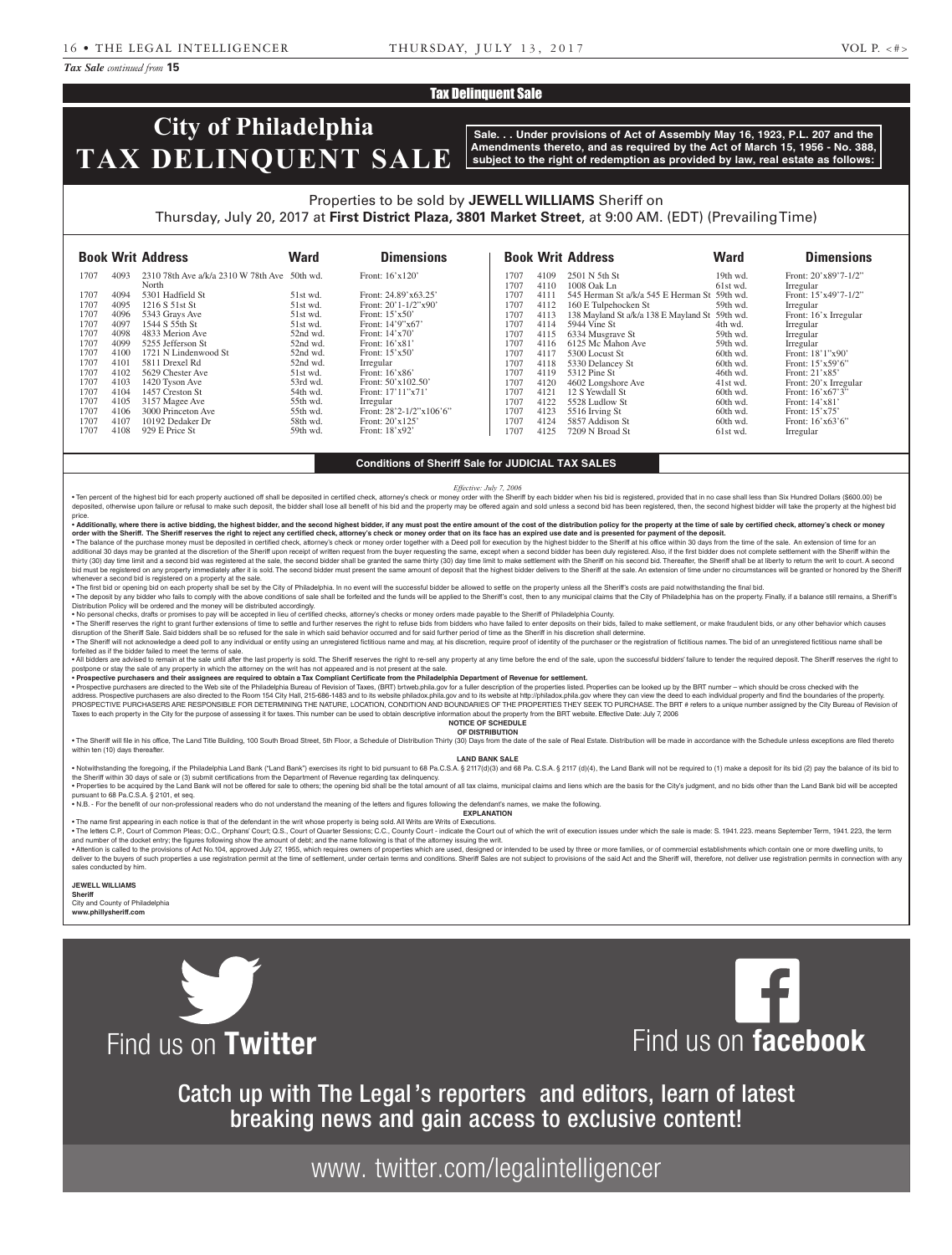*Tax Sale continued from* **15**

## Tax Delinquent Sale

# City of Philadelphia TAX DELINQUENT SALE

**Sale. . . Under provisions of Act of Assembly May 16, 1923, P.L. 207 and the Amendments thereto, and as required by the Act of March 15, 1956 - No. 388, subject to the right of redemption as provided by law, real estate as follows:**

Properties to be sold by **JEWELL WILLIAMS** Sheriff on
Thursday, July 20, 2017 at **First District Plaza, 3801 Market Street**, at 9:00 AM. (EDT) (Prevailing Time)

| Book | Writ | Address | Ward | Dimensions |
|---|---|---|---|---|
| 1707 | 4093 | 2310 78th Ave a/k/a 2310 W 78th Ave North | 50th wd. | Front: 16'x120' |
| 1707 | 4094 | 5301 Hadfield St | 51st wd. | Front: 24.89'x63.25' |
| 1707 | 4095 | 1216 S 51st St | 51st wd. | Front: 20'1-1/2"x90' |
| 1707 | 4096 | 5343 Grays Ave | 51st wd. | Front: 15'x50' |
| 1707 | 4097 | 1544 S 55th St | 51st wd. | Front: 14'9"x67' |
| 1707 | 4098 | 4833 Merion Ave | 52nd wd. | Front: 14'x70' |
| 1707 | 4099 | 5255 Jefferson St | 52nd wd. | Front: 16'x81' |
| 1707 | 4100 | 1721 N Lindenwood St | 52nd wd. | Front: 15'x50' |
| 1707 | 4101 | 5811 Drexel Rd | 52nd wd. | Irregular |
| 1707 | 4102 | 5629 Chester Ave | 51st wd. | Front: 16'x86' |
| 1707 | 4103 | 1420 Tyson Ave | 53rd wd. | Front: 50'x102.50' |
| 1707 | 4104 | 1457 Creston St | 54th wd. | Front: 17'11"x71' |
| 1707 | 4105 | 3157 Magee Ave | 55th wd. | Irregular |
| 1707 | 4106 | 3000 Princeton Ave | 55th wd. | Front: 28'2-1/2"x106'6" |
| 1707 | 4107 | 10192 Dedaker Dr | 58th wd. | Front: 20'x125' |
| 1707 | 4108 | 929 E Price St | 59th wd. | Front: 18'x92' |
| 1707 | 4109 | 2501 N 5th St | 19th wd. | Front: 20'x89'7-1/2" |
| 1707 | 4110 | 1008 Oak Ln | 61st wd. | Irregular |
| 1707 | 4111 | 545 Herman St a/k/a 545 E Herman St | 59th wd. | Front: 15'x49'7-1/2" |
| 1707 | 4112 | 160 E Tulpehocken St | 59th wd. | Irregular |
| 1707 | 4113 | 138 Mayland St a/k/a 138 E Mayland St | 59th wd. | Front: 16'x Irregular |
| 1707 | 4114 | 5944 Vine St | 4th wd. | Irregular |
| 1707 | 4115 | 6334 Musgrave St | 59th wd. | Irregular |
| 1707 | 4116 | 6125 Mc Mahon Ave | 59th wd. | Irregular |
| 1707 | 4117 | 5300 Locust St | 60th wd. | Front: 18'1"x90' |
| 1707 | 4118 | 5330 Delancey St | 60th wd. | Front: 15'x59'6" |
| 1707 | 4119 | 5312 Pine St | 46th wd. | Front: 21'x85' |
| 1707 | 4120 | 4602 Longshore Ave | 41st wd. | Front: 20'x Irregular |
| 1707 | 4121 | 12 S Yewdall St | 60th wd. | Front: 16'x67'3" |
| 1707 | 4122 | 5528 Ludlow St | 60th wd. | Front: 14'x81' |
| 1707 | 4123 | 5516 Irving St | 60th wd. | Front: 15'x75' |
| 1707 | 4124 | 5857 Addison St | 60th wd. | Front: 16'x63'6" |
| 1707 | 4125 | 7209 N Broad St | 61st wd. | Irregular |

### Conditions of Sheriff Sale for JUDICIAL TAX SALES

*Effective: July 7, 2006*

• Ten percent of the highest bid for each property auctioned off shall be deposited in certified check, attorney's check or money order with the Sheriff by each bidder when his bid is registered, provided that in no case shall less than Six Hundred Dollars ($600.00) be deposited, otherwise upon failure or refusal to make such deposit, the bidder shall lose all benefit of his bid and the property may be offered again and sold unless a second bid has been registered, then, the second highest bidder will take the property at the highest bid price.

**• Additionally, where there is active bidding, the highest bidder, and the second highest bidder, if any must post the entire amount of the cost of the distribution policy for the property at the time of sale by certified check, attorney's check or money order with the Sheriff. The Sheriff reserves the right to reject any certified check, attorney's check or money order that on its face has an expired use date and is presented for payment of the deposit.**

• The balance of the purchase money must be deposited in certified check, attorney's check or money order together with a Deed poll for execution by the highest bidder to the Sheriff at his office within 30 days from the time of the sale. An extension of time for an additional 30 days may be granted at the discretion of the Sheriff upon receipt of written request from the buyer requesting the same, except when a second bidder has been duly registered. Also, if the first bidder does not complete settlement with the Sheriff within the thirty (30) day time limit and a second bid was registered at the sale, the second bidder shall be granted the same thirty (30) day time limit to make settlement with the Sheriff on his second bid. Thereafter, the Sheriff shall be at liberty to return the writ to court. A second bid must be registered on any property immediately after it is sold. The second bidder must present the same amount of deposit that the highest bidder delivers to the Sheriff at the sale. An extension of time under no circumstances will be granted or honored by the Sheriff whenever a second bid is registered on a property at the sale.

• The first bid or opening bid on each property shall be set by the City of Philadelphia. In no event will the successful bidder be allowed to settle on the property unless all the Sheriff's costs are paid notwithstanding the final bid.

• The deposit by any bidder who fails to comply with the above conditions of sale shall be forfeited and the funds will be applied to the Sheriff's cost, then to any municipal claims that the City of Philadelphia has on the property. Finally, if a balance still remains, a Sheriff's Distribution Policy will be ordered and the money will be distributed accordingly.

• No personal checks, drafts or promises to pay will be accepted in lieu of certified checks, attorney's checks or money orders made payable to the Sheriff of Philadelphia County.

• The Sheriff reserves the right to grant further extensions of time to settle and further reserves the right to refuse bids from bidders who have failed to enter deposits on their bids, failed to make settlement, or make fraudulent bids, or any other behavior which causes disruption of the Sheriff Sale. Said bidders shall be so refused for the sale in which said behavior occurred and for said further period of time as the Sheriff in his discretion shall determine.

• The Sheriff will not acknowledge a deed poll to any individual or entity using an unregistered fictitious name and may, at his discretion, require proof of identity of the purchaser or the registration of fictitious names. The bid of an unregistered fictitious name shall be forfeited as if the bidder failed to meet the terms of sale.

• All bidders are advised to remain at the sale until after the last property is sold. The Sheriff reserves the right to re-sell any property at any time before the end of the sale, upon the successful bidders' failure to tender the required deposit. The Sheriff reserves the right to postpone or stay the sale of any property in which the attorney on the writ has not appeared and is not present at the sale.

**• Prospective purchasers and their assignees are required to obtain a Tax Compliant Certificate from the Philadelphia Department of Revenue for settlement.**

• Prospective purchasers are directed to the Web site of the Philadelphia Bureau of Revision of Taxes, (BRT) brtweb.phila.gov for a fuller description of the properties listed. Properties can be looked up by the BRT number – which should be cross checked with the address. Prospective purchasers are also directed to the Room 154 City Hall, 215-686-1483 and to its website philadox.phila.gov and to its website at http://philadox.phila.gov where they can view the deed to each individual property and find the boundaries of the property. PROSPECTIVE PURCHASERS ARE RESPONSIBLE FOR DETERMINING THE NATURE, LOCATION, CONDITION AND BOUNDARIES OF THE PROPERTIES THEY SEEK TO PURCHASE. The BRT # refers to a unique number assigned by the City Bureau of Revision of Taxes to each property in the City for the purpose of assessing it for taxes. This number can be used to obtain descriptive information about the property from the BRT website. Effective Date: July 7, 2006

**NOTICE OF SCHEDULE OF DISTRIBUTION**

• The Sheriff will file in his office, The Land Title Building, 100 South Broad Street, 5th Floor, a Schedule of Distribution Thirty (30) Days from the date of the sale of Real Estate. Distribution will be made in accordance with the Schedule unless exceptions are filed thereto within ten (10) days thereafter.

**LAND BANK SALE**

• Notwithstanding the foregoing, if the Philadelphia Land Bank ("Land Bank") exercises its right to bid pursuant to 68 Pa.C.S.A. § 2117(d)(3) and 68 Pa. C.S.A. § 2117 (d)(4), the Land Bank will not be required to (1) make a deposit for its bid (2) pay the balance of its bid to the Sheriff within 30 days of sale or (3) submit certifications from the Department of Revenue regarding tax delinquency.

• Properties to be acquired by the Land Bank will not be offered for sale to others; the opening bid shall be the total amount of all tax claims, municipal claims and liens which are the basis for the City's judgment, and no bids other than the Land Bank bid will be accepted pursuant to 68 Pa.C.S.A. § 2101, et seq.

• N.B. - For the benefit of our non-professional readers who do not understand the meaning of the letters and figures following the defendant's names, we make the following.

**EXPLANATION**

• The name first appearing in each notice is that of the defendant in the writ whose property is being sold. All Writs are Writs of Executions.

• The letters C.P., Court of Common Pleas; O.C., Orphans' Court; Q.S., Court of Quarter Sessions; C.C., County Court - indicate the Court out of which the writ of execution issues under which the sale is made: S. 1941. 223. means September Term, 1941. 223, the term and number of the docket entry; the figures following show the amount of debt; and the name following is that of the attorney issuing the writ.

• Attention is called to the provisions of Act No.104, approved July 27, 1955, which requires owners of properties which are used, designed or intended to be used by three or more families, or of commercial establishments which contain one or more dwelling units, to deliver to the buyers of such properties a use registration permit at the time of settlement, under certain terms and conditions. Sheriff Sales are not subject to provisions of the said Act and the Sheriff will, therefore, not deliver use registration permits in connection with any sales conducted by him.

**JEWELL WILLIAMS**
**Sheriff**
City and County of Philadelphia
**www.phillysheriff.com**

Find us on **Twitter**

Find us on **facebook**

Catch up with The Legal's reporters and editors, learn of latest breaking news and gain access to exclusive content!

www. twitter.com/legalintelligencer